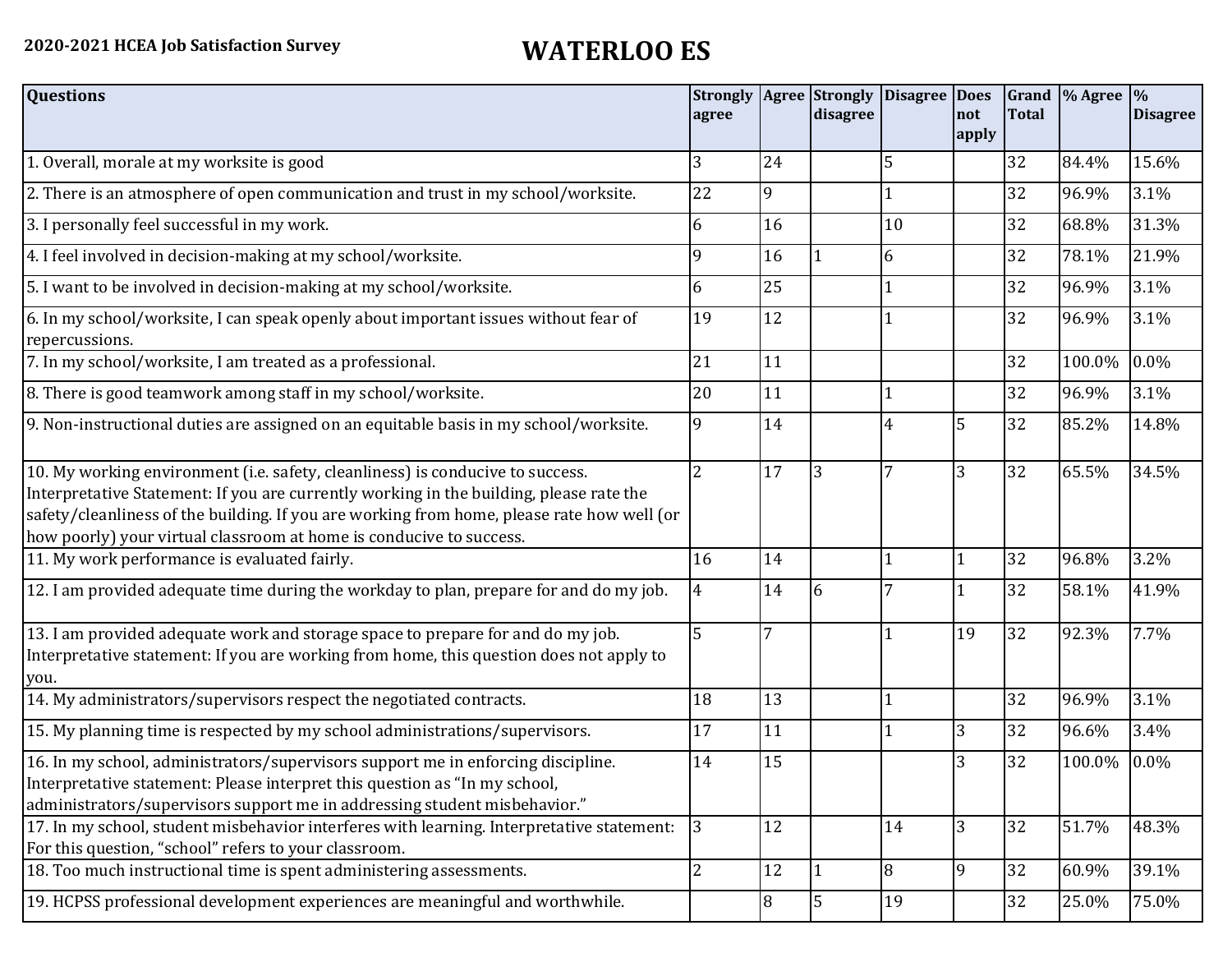**2020-2021 HCEA Job Satisfaction Survey**

# WATERLOO ES

| Questions | Strongly agree | Agree | Strongly disagree | Disagree | Does not apply | Grand Total | % Agree | % Disagree |
|---|---|---|---|---|---|---|---|---|
| 1. Overall, morale at my worksite is good | 3 | 24 | | 5 | | 32 | 84.4% | 15.6% |
| 2. There is an atmosphere of open communication and trust in my school/worksite. | 22 | 9 | | 1 | | 32 | 96.9% | 3.1% |
| 3. I personally feel successful in my work. | 6 | 16 | | 10 | | 32 | 68.8% | 31.3% |
| 4. I feel involved in decision-making at my school/worksite. | 9 | 16 | 1 | 6 | | 32 | 78.1% | 21.9% |
| 5. I want to be involved in decision-making at my school/worksite. | 6 | 25 | | 1 | | 32 | 96.9% | 3.1% |
| 6. In my school/worksite, I can speak openly about important issues without fear of repercussions. | 19 | 12 | | 1 | | 32 | 96.9% | 3.1% |
| 7. In my school/worksite, I am treated as a professional. | 21 | 11 | | | | 32 | 100.0% | 0.0% |
| 8. There is good teamwork among staff in my school/worksite. | 20 | 11 | | 1 | | 32 | 96.9% | 3.1% |
| 9. Non-instructional duties are assigned on an equitable basis in my school/worksite. | 9 | 14 | | 4 | 5 | 32 | 85.2% | 14.8% |
| 10. My working environment (i.e. safety, cleanliness) is conducive to success. Interpretative Statement: If you are currently working in the building, please rate the safety/cleanliness of the building. If you are working from home, please rate how well (or how poorly) your virtual classroom at home is conducive to success. | 2 | 17 | 3 | 7 | 3 | 32 | 65.5% | 34.5% |
| 11. My work performance is evaluated fairly. | 16 | 14 | | 1 | 1 | 32 | 96.8% | 3.2% |
| 12. I am provided adequate time during the workday to plan, prepare for and do my job. | 4 | 14 | 6 | 7 | 1 | 32 | 58.1% | 41.9% |
| 13. I am provided adequate work and storage space to prepare for and do my job. Interpretative statement: If you are working from home, this question does not apply to you. | 5 | 7 | | 1 | 19 | 32 | 92.3% | 7.7% |
| 14. My administrators/supervisors respect the negotiated contracts. | 18 | 13 | | 1 | | 32 | 96.9% | 3.1% |
| 15. My planning time is respected by my school administrations/supervisors. | 17 | 11 | | 1 | 3 | 32 | 96.6% | 3.4% |
| 16. In my school, administrators/supervisors support me in enforcing discipline. Interpretative statement: Please interpret this question as "In my school, administrators/supervisors support me in addressing student misbehavior." | 14 | 15 | | | 3 | 32 | 100.0% | 0.0% |
| 17. In my school, student misbehavior interferes with learning. Interpretative statement: For this question, "school" refers to your classroom. | 3 | 12 | | 14 | 3 | 32 | 51.7% | 48.3% |
| 18. Too much instructional time is spent administering assessments. | 2 | 12 | 1 | 8 | 9 | 32 | 60.9% | 39.1% |
| 19. HCPSS professional development experiences are meaningful and worthwhile. | | 8 | 5 | 19 | | 32 | 25.0% | 75.0% |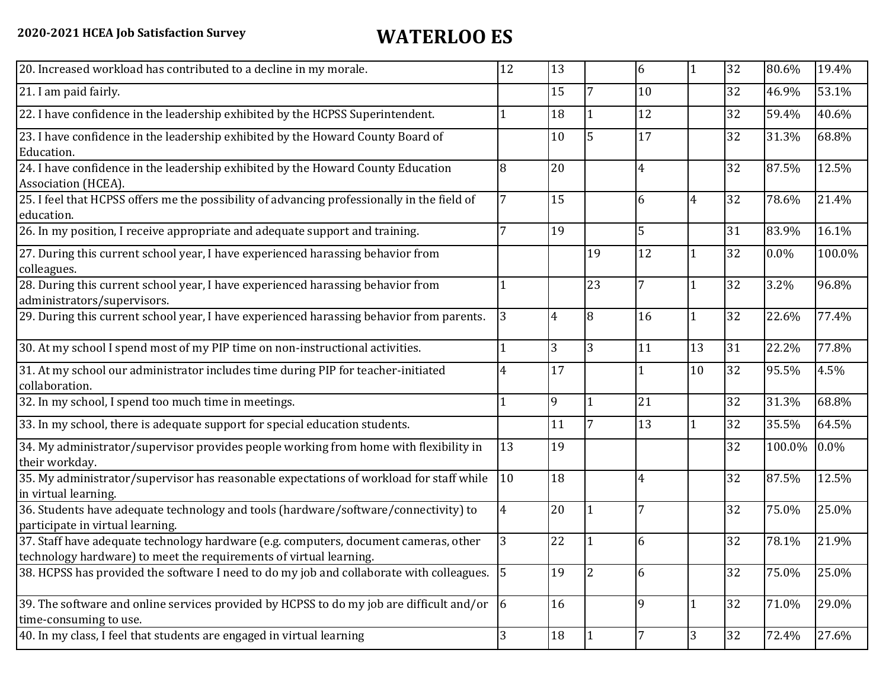| | | | | | | | |
|---|---|---|---|---|---|---|---|
| 20. Increased workload has contributed to a decline in my morale. | 12 | 13 | | 6 | 1 | 32 | 80.6% | 19.4% |
| 21. I am paid fairly. | | 15 | 7 | 10 | | 32 | 46.9% | 53.1% |
| 22. I have confidence in the leadership exhibited by the HCPSS Superintendent. | 1 | 18 | 1 | 12 | | 32 | 59.4% | 40.6% |
| 23. I have confidence in the leadership exhibited by the Howard County Board of Education. | | 10 | 5 | 17 | | 32 | 31.3% | 68.8% |
| 24. I have confidence in the leadership exhibited by the Howard County Education Association (HCEA). | 8 | 20 | | 4 | | 32 | 87.5% | 12.5% |
| 25. I feel that HCPSS offers me the possibility of advancing professionally in the field of education. | 7 | 15 | | 6 | 4 | 32 | 78.6% | 21.4% |
| 26. In my position, I receive appropriate and adequate support and training. | 7 | 19 | | 5 | | 31 | 83.9% | 16.1% |
| 27. During this current school year, I have experienced harassing behavior from colleagues. | | | 19 | 12 | 1 | 32 | 0.0% | 100.0% |
| 28. During this current school year, I have experienced harassing behavior from administrators/supervisors. | 1 | | 23 | 7 | 1 | 32 | 3.2% | 96.8% |
| 29. During this current school year, I have experienced harassing behavior from parents. | 3 | 4 | 8 | 16 | 1 | 32 | 22.6% | 77.4% |
| 30. At my school I spend most of my PIP time on non-instructional activities. | 1 | 3 | 3 | 11 | 13 | 31 | 22.2% | 77.8% |
| 31. At my school our administrator includes time during PIP for teacher-initiated collaboration. | 4 | 17 | | 1 | 10 | 32 | 95.5% | 4.5% |
| 32. In my school, I spend too much time in meetings. | 1 | 9 | 1 | 21 | | 32 | 31.3% | 68.8% |
| 33. In my school, there is adequate support for special education students. | | 11 | 7 | 13 | 1 | 32 | 35.5% | 64.5% |
| 34. My administrator/supervisor provides people working from home with flexibility in their workday. | 13 | 19 | | | | 32 | 100.0% | 0.0% |
| 35. My administrator/supervisor has reasonable expectations of workload for staff while in virtual learning. | 10 | 18 | | 4 | | 32 | 87.5% | 12.5% |
| 36. Students have adequate technology and tools (hardware/software/connectivity) to participate in virtual learning. | 4 | 20 | 1 | 7 | | 32 | 75.0% | 25.0% |
| 37. Staff have adequate technology hardware (e.g. computers, document cameras, other technology hardware) to meet the requirements of virtual learning. | 3 | 22 | 1 | 6 | | 32 | 78.1% | 21.9% |
| 38. HCPSS has provided the software I need to do my job and collaborate with colleagues. | 5 | 19 | 2 | 6 | | 32 | 75.0% | 25.0% |
| 39. The software and online services provided by HCPSS to do my job are difficult and/or time-consuming to use. | 6 | 16 | | 9 | 1 | 32 | 71.0% | 29.0% |
| 40. In my class, I feel that students are engaged in virtual learning | 3 | 18 | 1 | 7 | 3 | 32 | 72.4% | 27.6% |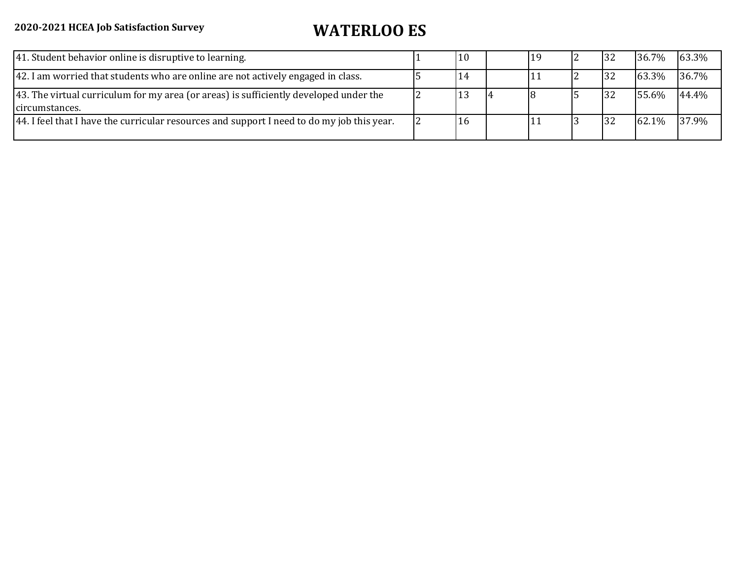**2020-2021 HCEA Job Satisfaction Survey**

# WATERLOO ES

| | | | | | | | | |
|---|---|---|---|---|---|---|---|---|
| 41. Student behavior online is disruptive to learning. | 1 | 10 | | 19 | 2 | 32 | 36.7% | 63.3% |
| 42. I am worried that students who are online are not actively engaged in class. | 5 | 14 | | 11 | 2 | 32 | 63.3% | 36.7% |
| 43. The virtual curriculum for my area (or areas) is sufficiently developed under the circumstances. | 2 | 13 | 4 | 8 | 5 | 32 | 55.6% | 44.4% |
| 44. I feel that I have the curricular resources and support I need to do my job this year. | 2 | 16 | | 11 | 3 | 32 | 62.1% | 37.9% |